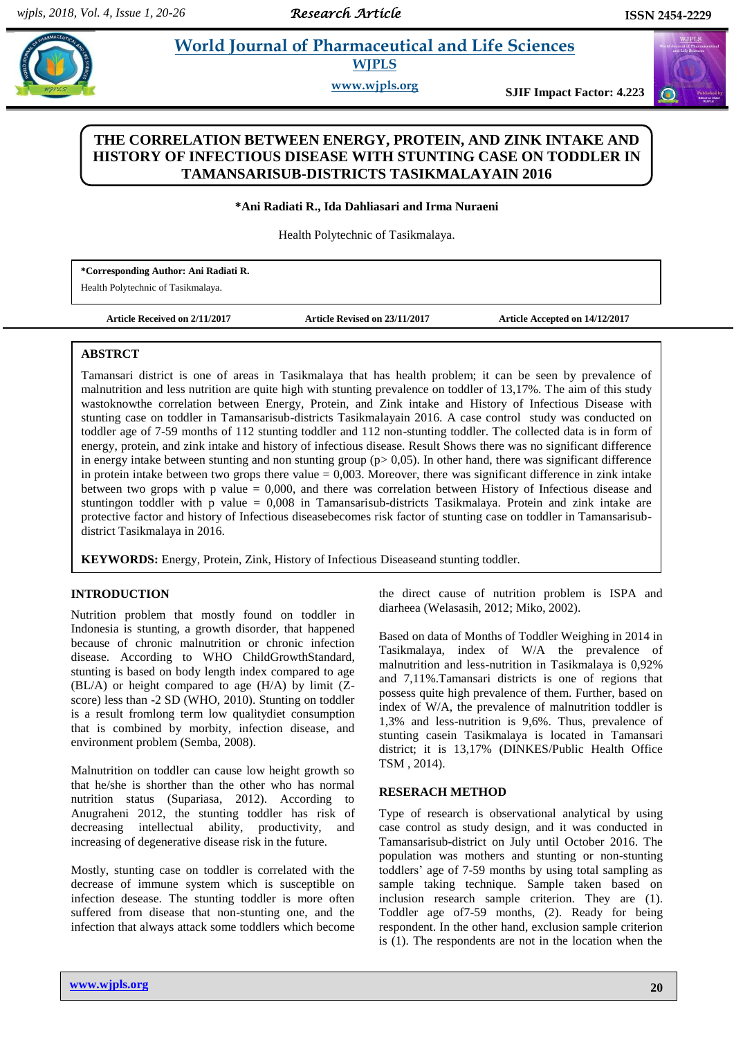# World Journal of Pharmaceutical and Life Sciences

**WJPLS**

**www.wjpls.org**

**SJIF Impact Factor: 4.223**

## THE CORRELATION BETWEEN ENERGY, PROTEIN, AND ZINK INTAKE AND HISTORY OF INFECTIOUS DISEASE WITH STUNTING CASE ON TODDLER IN TAMANSARISUB-DISTRICTS TASIKMALAYAIN 2016

**\*Ani Radiati R., Ida Dahliasari and Irma Nuraeni**

Health Polytechnic of Tasikmalaya.

**\*Corresponding Author: Ani Radiati R.**
Health Polytechnic of Tasikmalaya.

**Article Received on 2/11/2017** **Article Revised on 23/11/2017** **Article Accepted on 14/12/2017**

### ABSTRCT

Tamansari district is one of areas in Tasikmalaya that has health problem; it can be seen by prevalence of malnutrition and less nutrition are quite high with stunting prevalence on toddler of 13,17%. The aim of this study wastoknowthe correlation between Energy, Protein, and Zink intake and History of Infectious Disease with stunting case on toddler in Tamansarisub-districts Tasikmalayain 2016. A case control study was conducted on toddler age of 7-59 months of 112 stunting toddler and 112 non-stunting toddler. The collected data is in form of energy, protein, and zink intake and history of infectious disease. Result Shows there was no significant difference in energy intake between stunting and non stunting group (p> 0,05). In other hand, there was significant difference in protein intake between two grops there value = 0,003. Moreover, there was significant difference in zink intake between two grops with p value = 0,000, and there was correlation between History of Infectious disease and stuntingon toddler with p value = 0,008 in Tamansarisub-districts Tasikmalaya. Protein and zink intake are protective factor and history of Infectious diseasebecomes risk factor of stunting case on toddler in Tamansarisub-district Tasikmalaya in 2016.

**KEYWORDS:** Energy, Protein, Zink, History of Infectious Diseaseand stunting toddler.

### INTRODUCTION

Nutrition problem that mostly found on toddler in Indonesia is stunting, a growth disorder, that happened because of chronic malnutrition or chronic infection disease. According to WHO ChildGrowthStandard, stunting is based on body length index compared to age (BL/A) or height compared to age (H/A) by limit (Z-score) less than -2 SD (WHO, 2010). Stunting on toddler is a result fromlong term low qualitydiet consumption that is combined by morbity, infection disease, and environment problem (Semba, 2008).

Malnutrition on toddler can cause low height growth so that he/she is shorter than the other who has normal nutrition status (Supariasa, 2012). According to Anugraheni 2012, the stunting toddler has risk of decreasing intellectual ability, productivity, and increasing of degenerative disease risk in the future.

Mostly, stunting case on toddler is correlated with the decrease of immune system which is susceptible on infection desease. The stunting toddler is more often suffered from disease that non-stunting one, and the infection that always attack some toddlers which become the direct cause of nutrition problem is ISPA and diarheea (Welasasih, 2012; Miko, 2002).

Based on data of Months of Toddler Weighing in 2014 in Tasikmalaya, index of W/A the prevalence of malnutrition and less-nutrition in Tasikmalaya is 0,92% and 7,11%.Tamansari districts is one of regions that possess quite high prevalence of them. Further, based on index of W/A, the prevalence of malnutrition toddler is 1,3% and less-nutrition is 9,6%. Thus, prevalence of stunting casein Tasikmalaya is located in Tamansari district; it is 13,17% (DINKES/Public Health Office TSM , 2014).

### RESEARCH METHOD

Type of research is observational analytical by using case control as study design, and it was conducted in Tamansarisub-district on July until October 2016. The population was mothers and stunting or non-stunting toddlers' age of 7-59 months by using total sampling as sample taking technique. Sample taken based on inclusion research sample criterion. They are (1). Toddler age of7-59 months, (2). Ready for being respondent. In the other hand, exclusion sample criterion is (1). The respondents are not in the location when the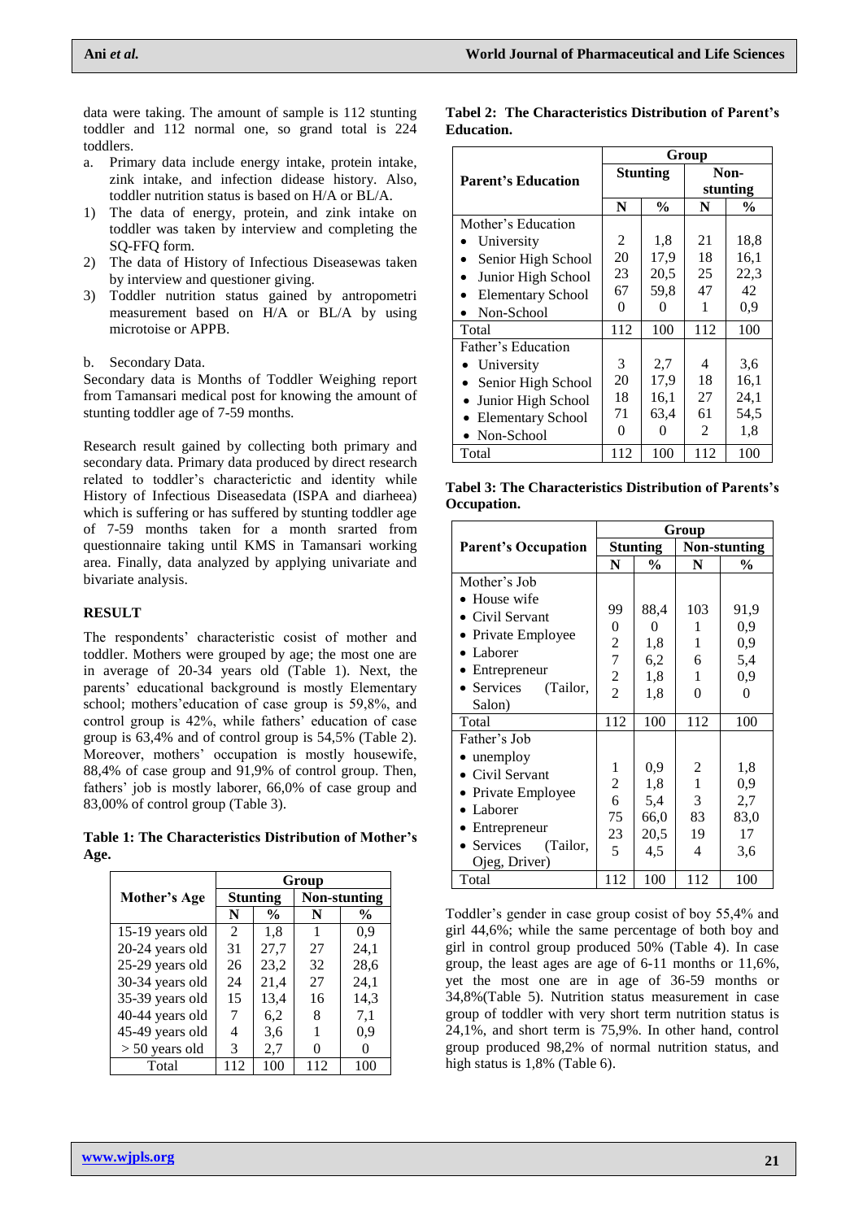data were taking. The amount of sample is 112 stunting toddler and 112 normal one, so grand total is 224 toddlers.

a. Primary data include energy intake, protein intake, zink intake, and infection didease history. Also, toddler nutrition status is based on H/A or BL/A.

1) The data of energy, protein, and zink intake on toddler was taken by interview and completing the SQ-FFQ form.
2) The data of History of Infectious Diseasewas taken by interview and questioner giving.
3) Toddler nutrition status gained by antropometri measurement based on H/A or BL/A by using microtoise or APPB.

b. Secondary Data.

Secondary data is Months of Toddler Weighing report from Tamansari medical post for knowing the amount of stunting toddler age of 7-59 months.

Research result gained by collecting both primary and secondary data. Primary data produced by direct research related to toddler's characterictic and identity while History of Infectious Diseasedata (ISPA and diarheea) which is suffering or has suffered by stunting toddler age of 7-59 months taken for a month srarted from questionnaire taking until KMS in Tamansari working area. Finally, data analyzed by applying univariate and bivariate analysis.

## RESULT

The respondents' characteristic cosist of mother and toddler. Mothers were grouped by age; the most one are in average of 20-34 years old (Table 1). Next, the parents' educational background is mostly Elementary school; mothers'education of case group is 59,8%, and control group is 42%, while fathers' education of case group is 63,4% and of control group is 54,5% (Table 2). Moreover, mothers' occupation is mostly housewife, 88,4% of case group and 91,9% of control group. Then, fathers' job is mostly laborer, 66,0% of case group and 83,00% of control group (Table 3).

**Table 1: The Characteristics Distribution of Mother's Age.**

| Mother's Age | Group | | | |
|---|---|---|---|---|
| | Stunting | | Non-stunting | |
| | N | % | N | % |
| 15-19 years old | 2 | 1,8 | 1 | 0,9 |
| 20-24 years old | 31 | 27,7 | 27 | 24,1 |
| 25-29 years old | 26 | 23,2 | 32 | 28,6 |
| 30-34 years old | 24 | 21,4 | 27 | 24,1 |
| 35-39 years old | 15 | 13,4 | 16 | 14,3 |
| 40-44 years old | 7 | 6,2 | 8 | 7,1 |
| 45-49 years old | 4 | 3,6 | 1 | 0,9 |
| > 50 years old | 3 | 2,7 | 0 | 0 |
| Total | 112 | 100 | 112 | 100 |

**Tabel 2: The Characteristics Distribution of Parent's Education.**

| Parent's Education | Group | | | |
|---|---|---|---|---|
| | Stunting | | Non-stunting | |
| | N | % | N | % |
| Mother's Education | | | | |
| • University | 2 | 1,8 | 21 | 18,8 |
| • Senior High School | 20 | 17,9 | 18 | 16,1 |
| • Junior High School | 23 | 20,5 | 25 | 22,3 |
| • Elementary School | 67 | 59,8 | 47 | 42 |
| • Non-School | 0 | 0 | 1 | 0,9 |
| Total | 112 | 100 | 112 | 100 |
| Father's Education | | | | |
| • University | 3 | 2,7 | 4 | 3,6 |
| • Senior High School | 20 | 17,9 | 18 | 16,1 |
| • Junior High School | 18 | 16,1 | 27 | 24,1 |
| • Elementary School | 71 | 63,4 | 61 | 54,5 |
| • Non-School | 0 | 0 | 2 | 1,8 |
| Total | 112 | 100 | 112 | 100 |

**Tabel 3: The Characteristics Distribution of Parents's Occupation.**

| Parent's Occupation | Group | | | |
|---|---|---|---|---|
| | Stunting | | Non-stunting | |
| | N | % | N | % |
| Mother's Job | | | | |
| • House wife | 99 | 88,4 | 103 | 91,9 |
| • Civil Servant | 0 | 0 | 1 | 0,9 |
| • Private Employee | 2 | 1,8 | 1 | 0,9 |
| • Laborer | 7 | 6,2 | 6 | 5,4 |
| • Entrepreneur | 2 | 1,8 | 1 | 0,9 |
| • Services (Tailor, Salon) | 2 | 1,8 | 0 | 0 |
| Total | 112 | 100 | 112 | 100 |
| Father's Job | | | | |
| • unemploy | 1 | 0,9 | 2 | 1,8 |
| • Civil Servant | 2 | 1,8 | 1 | 0,9 |
| • Private Employee | 6 | 5,4 | 3 | 2,7 |
| • Laborer | 75 | 66,0 | 83 | 83,0 |
| • Entrepreneur | 23 | 20,5 | 19 | 17 |
| • Services (Tailor, Ojeg, Driver) | 5 | 4,5 | 4 | 3,6 |
| Total | 112 | 100 | 112 | 100 |

Toddler's gender in case group cosist of boy 55,4% and girl 44,6%; while the same percentage of both boy and girl in control group produced 50% (Table 4). In case group, the least ages are age of 6-11 months or 11,6%, yet the most one are in age of 36-59 months or 34,8%(Table 5). Nutrition status measurement in case group of toddler with very short term nutrition status is 24,1%, and short term is 75,9%. In other hand, control group produced 98,2% of normal nutrition status, and high status is 1,8% (Table 6).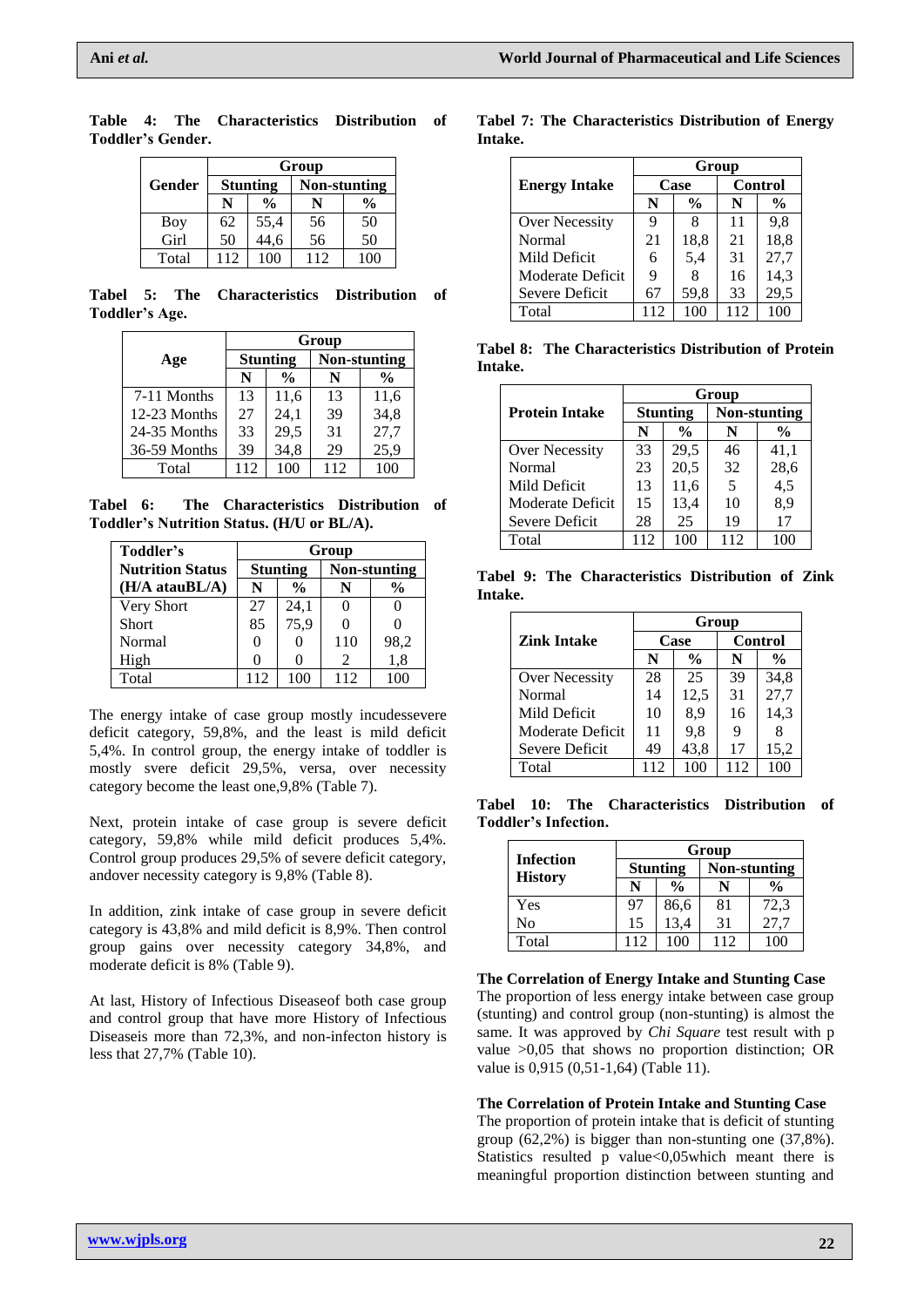**Table 4: The Characteristics Distribution of Toddler's Gender.**

| Gender | Group | | | |
|---|---|---|---|---|
| | Stunting | | Non-stunting | |
| | N | % | N | % |
| Boy | 62 | 55,4 | 56 | 50 |
| Girl | 50 | 44,6 | 56 | 50 |
| Total | 112 | 100 | 112 | 100 |

**Tabel 5: The Characteristics Distribution of Toddler's Age.**

| Age | Group | | | |
|---|---|---|---|---|
| | Stunting | | Non-stunting | |
| | N | % | N | % |
| 7-11 Months | 13 | 11,6 | 13 | 11,6 |
| 12-23 Months | 27 | 24,1 | 39 | 34,8 |
| 24-35 Months | 33 | 29,5 | 31 | 27,7 |
| 36-59 Months | 39 | 34,8 | 29 | 25,9 |
| Total | 112 | 100 | 112 | 100 |

**Tabel 6: The Characteristics Distribution of Toddler's Nutrition Status. (H/U or BL/A).**

| Toddler's Nutrition Status (H/A atauBL/A) | Group | | | |
|---|---|---|---|---|
| | Stunting | | Non-stunting | |
| | N | % | N | % |
| Very Short | 27 | 24,1 | 0 | 0 |
| Short | 85 | 75,9 | 0 | 0 |
| Normal | 0 | 0 | 110 | 98,2 |
| High | 0 | 0 | 2 | 1,8 |
| Total | 112 | 100 | 112 | 100 |

The energy intake of case group mostly incudessevere deficit category, 59,8%, and the least is mild deficit 5,4%. In control group, the energy intake of toddler is mostly svere deficit 29,5%, versa, over necessity category become the least one,9,8% (Table 7).

Next, protein intake of case group is severe deficit category, 59,8% while mild deficit produces 5,4%. Control group produces 29,5% of severe deficit category, andover necessity category is 9,8% (Table 8).

In addition, zink intake of case group in severe deficit category is 43,8% and mild deficit is 8,9%. Then control group gains over necessity category 34,8%, and moderate deficit is 8% (Table 9).

At last, History of Infectious Diseaseof both case group and control group that have more History of Infectious Diseaseis more than 72,3%, and non-infecton history is less that 27,7% (Table 10).

**Tabel 7: The Characteristics Distribution of Energy Intake.**

| Energy Intake | Group | | | |
|---|---|---|---|---|
| | Case | | Control | |
| | N | % | N | % |
| Over Necessity | 9 | 8 | 11 | 9,8 |
| Normal | 21 | 18,8 | 21 | 18,8 |
| Mild Deficit | 6 | 5,4 | 31 | 27,7 |
| Moderate Deficit | 9 | 8 | 16 | 14,3 |
| Severe Deficit | 67 | 59,8 | 33 | 29,5 |
| Total | 112 | 100 | 112 | 100 |

**Tabel 8: The Characteristics Distribution of Protein Intake.**

| Protein Intake | Group | | | |
|---|---|---|---|---|
| | Stunting | | Non-stunting | |
| | N | % | N | % |
| Over Necessity | 33 | 29,5 | 46 | 41,1 |
| Normal | 23 | 20,5 | 32 | 28,6 |
| Mild Deficit | 13 | 11,6 | 5 | 4,5 |
| Moderate Deficit | 15 | 13,4 | 10 | 8,9 |
| Severe Deficit | 28 | 25 | 19 | 17 |
| Total | 112 | 100 | 112 | 100 |

**Tabel 9: The Characteristics Distribution of Zink Intake.**

| Zink Intake | Group | | | |
|---|---|---|---|---|
| | Case | | Control | |
| | N | % | N | % |
| Over Necessity | 28 | 25 | 39 | 34,8 |
| Normal | 14 | 12,5 | 31 | 27,7 |
| Mild Deficit | 10 | 8,9 | 16 | 14,3 |
| Moderate Deficit | 11 | 9,8 | 9 | 8 |
| Severe Deficit | 49 | 43,8 | 17 | 15,2 |
| Total | 112 | 100 | 112 | 100 |

**Tabel 10: The Characteristics Distribution of Toddler's Infection.**

| Infection History | Group | | | |
|---|---|---|---|---|
| | Stunting | | Non-stunting | |
| | N | % | N | % |
| Yes | 97 | 86,6 | 81 | 72,3 |
| No | 15 | 13,4 | 31 | 27,7 |
| Total | 112 | 100 | 112 | 100 |

**The Correlation of Energy Intake and Stunting Case**

The proportion of less energy intake between case group (stunting) and control group (non-stunting) is almost the same. It was approved by *Chi Square* test result with p value >0,05 that shows no proportion distinction; OR value is 0,915 (0,51-1,64) (Table 11).

**The Correlation of Protein Intake and Stunting Case**

The proportion of protein intake that is deficit of stunting group (62,2%) is bigger than non-stunting one (37,8%). Statistics resulted p value<0,05which meant there is meaningful proportion distinction between stunting and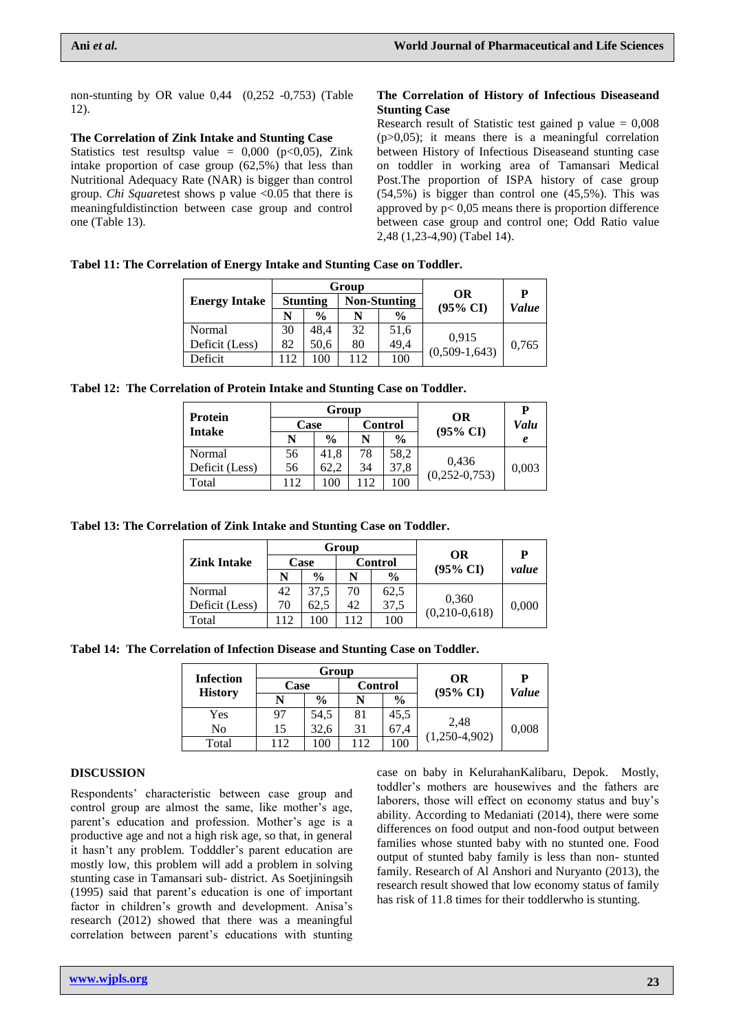non-stunting by OR value 0,44 (0,252 -0,753) (Table 12).

**The Correlation of Zink Intake and Stunting Case**

Statistics test resultsp value = 0,000 (p<0,05), Zink intake proportion of case group (62,5%) that less than Nutritional Adequacy Rate (NAR) is bigger than control group. *Chi Square*test shows p value <0.05 that there is meaningfuldistinction between case group and control one (Table 13).

**The Correlation of History of Infectious Diseaseand Stunting Case**

Research result of Statistic test gained p value = 0,008 (p>0,05); it means there is a meaningful correlation between History of Infectious Diseaseand stunting case on toddler in working area of Tamansari Medical Post.The proportion of ISPA history of case group (54,5%) is bigger than control one (45,5%). This was approved by p< 0,05 means there is proportion difference between case group and control one; Odd Ratio value 2,48 (1,23-4,90) (Tabel 14).

**Tabel 11: The Correlation of Energy Intake and Stunting Case on Toddler.**

| Energy Intake | Group | | | | OR (95% CI) | P *Value* |
|---|---|---|---|---|---|---|
| | Stunting | | Non-Stunting | | | |
| | N | % | N | % | | |
| Normal | 30 | 48,4 | 32 | 51,6 | 0,915 (0,509-1,643) | 0,765 |
| Deficit (Less) | 82 | 50,6 | 80 | 49,4 | | |
| Deficit | 112 | 100 | 112 | 100 | | |

**Tabel 12: The Correlation of Protein Intake and Stunting Case on Toddler.**

| Protein Intake | Group | | | | OR (95% CI) | P *Value* |
|---|---|---|---|---|---|---|
| | Case | | Control | | | |
| | N | % | N | % | | |
| Normal | 56 | 41,8 | 78 | 58,2 | 0,436 (0,252-0,753) | 0,003 |
| Deficit (Less) | 56 | 62,2 | 34 | 37,8 | | |
| Total | 112 | 100 | 112 | 100 | | |

**Tabel 13: The Correlation of Zink Intake and Stunting Case on Toddler.**

| Zink Intake | Group | | | | OR (95% CI) | P *value* |
|---|---|---|---|---|---|---|
| | Case | | Control | | | |
| | N | % | N | % | | |
| Normal | 42 | 37,5 | 70 | 62,5 | 0,360 (0,210-0,618) | 0,000 |
| Deficit (Less) | 70 | 62,5 | 42 | 37,5 | | |
| Total | 112 | 100 | 112 | 100 | | |

**Tabel 14: The Correlation of Infection Disease and Stunting Case on Toddler.**

| Infection History | Group | | | | OR (95% CI) | P *Value* |
|---|---|---|---|---|---|---|
| | Case | | Control | | | |
| | N | % | N | % | | |
| Yes | 97 | 54,5 | 81 | 45,5 | 2,48 (1,250-4,902) | 0,008 |
| No | 15 | 32,6 | 31 | 67,4 | | |
| Total | 112 | 100 | 112 | 100 | | |

## DISCUSSION

Respondents' characteristic between case group and control group are almost the same, like mother's age, parent's education and profession. Mother's age is a productive age and not a high risk age, so that, in general it hasn't any problem. Todddler's parent education are mostly low, this problem will add a problem in solving stunting case in Tamansari sub- district. As Soetjiningsih (1995) said that parent's education is one of important factor in children's growth and development. Anisa's research (2012) showed that there was a meaningful correlation between parent's educations with stunting case on baby in KelurahanKalibaru, Depok. Mostly, toddler's mothers are housewives and the fathers are laborers, those will effect on economy status and buy's ability. According to Medaniati (2014), there were some differences on food output and non-food output between families whose stunted baby with no stunted one. Food output of stunted baby family is less than non- stunted family. Research of Al Anshori and Nuryanto (2013), the research result showed that low economy status of family has risk of 11.8 times for their toddlerwho is stunting.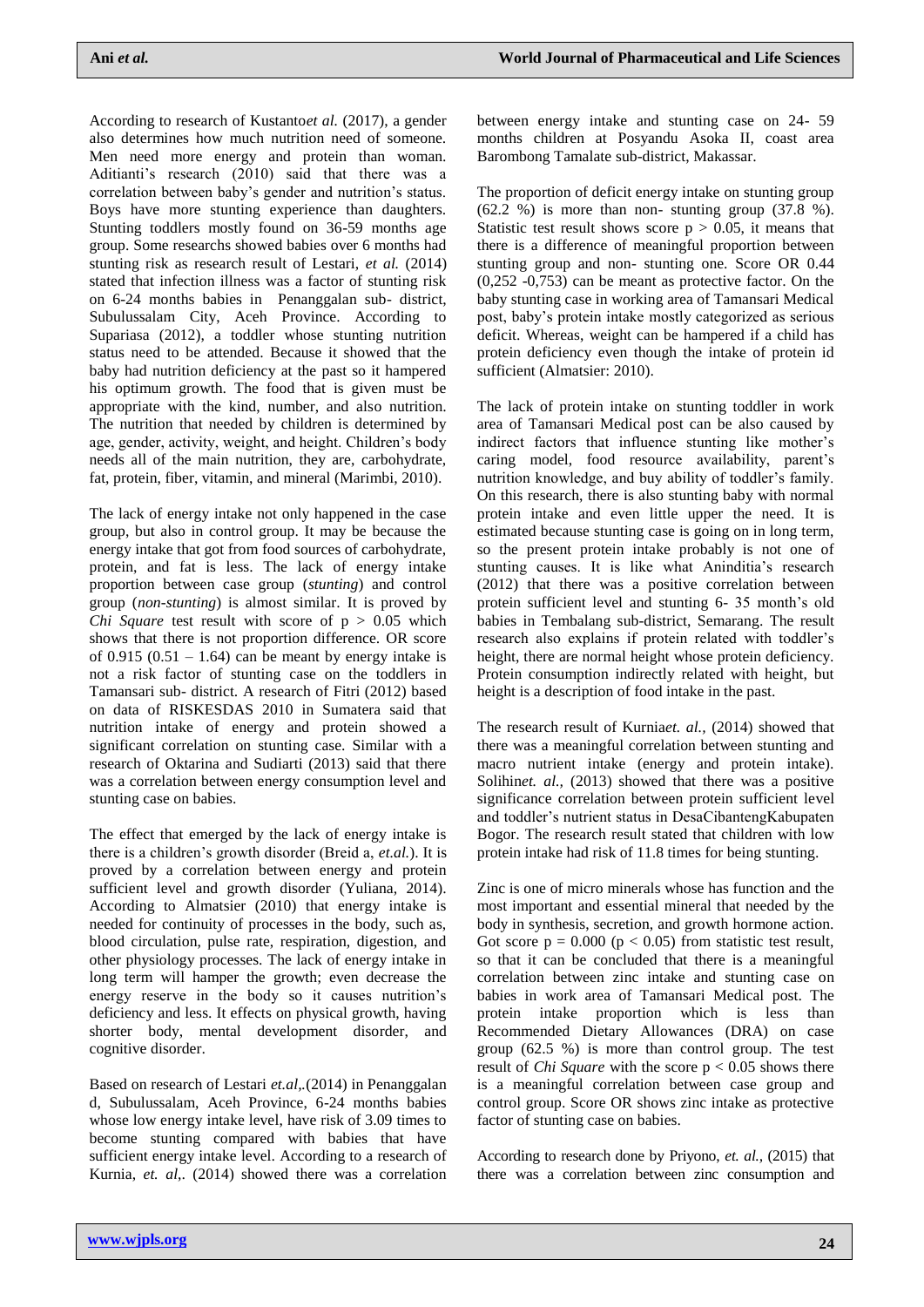According to research of Kustanto*et al.* (2017), a gender also determines how much nutrition need of someone. Men need more energy and protein than woman. Aditianti's research (2010) said that there was a correlation between baby's gender and nutrition's status. Boys have more stunting experience than daughters. Stunting toddlers mostly found on 36-59 months age group. Some researchs showed babies over 6 months had stunting risk as research result of Lestari, *et al.* (2014) stated that infection illness was a factor of stunting risk on 6-24 months babies in Penanggalan sub- district, Subulussalam City, Aceh Province. According to Supariasa (2012), a toddler whose stunting nutrition status need to be attended. Because it showed that the baby had nutrition deficiency at the past so it hampered his optimum growth. The food that is given must be appropriate with the kind, number, and also nutrition. The nutrition that needed by children is determined by age, gender, activity, weight, and height. Children's body needs all of the main nutrition, they are, carbohydrate, fat, protein, fiber, vitamin, and mineral (Marimbi, 2010).

The lack of energy intake not only happened in the case group, but also in control group. It may be because the energy intake that got from food sources of carbohydrate, protein, and fat is less. The lack of energy intake proportion between case group (*stunting*) and control group (*non-stunting*) is almost similar. It is proved by *Chi Square* test result with score of $p > 0.05$ which shows that there is not proportion difference. OR score of 0.915 (0.51 – 1.64) can be meant by energy intake is not a risk factor of stunting case on the toddlers in Tamansari sub- district. A research of Fitri (2012) based on data of RISKESDAS 2010 in Sumatera said that nutrition intake of energy and protein showed a significant correlation on stunting case. Similar with a research of Oktarina and Sudiarti (2013) said that there was a correlation between energy consumption level and stunting case on babies.

The effect that emerged by the lack of energy intake is there is a children's growth disorder (Breid a, *et.al.*). It is proved by a correlation between energy and protein sufficient level and growth disorder (Yuliana, 2014). According to Almatsier (2010) that energy intake is needed for continuity of processes in the body, such as, blood circulation, pulse rate, respiration, digestion, and other physiology processes. The lack of energy intake in long term will hamper the growth; even decrease the energy reserve in the body so it causes nutrition's deficiency and less. It effects on physical growth, having shorter body, mental development disorder, and cognitive disorder.

Based on research of Lestari *et.al,*.(2014) in Penanggalan d, Subulussalam, Aceh Province, 6-24 months babies whose low energy intake level, have risk of 3.09 times to become stunting compared with babies that have sufficient energy intake level. According to a research of Kurnia, *et. al,*. (2014) showed there was a correlation between energy intake and stunting case on 24- 59 months children at Posyandu Asoka II, coast area Barombong Tamalate sub-district, Makassar.

The proportion of deficit energy intake on stunting group (62.2 %) is more than non- stunting group (37.8 %). Statistic test result shows score $p > 0.05$, it means that there is a difference of meaningful proportion between stunting group and non- stunting one. Score OR 0.44 (0,252 -0,753) can be meant as protective factor. On the baby stunting case in working area of Tamansari Medical post, baby's protein intake mostly categorized as serious deficit. Whereas, weight can be hampered if a child has protein deficiency even though the intake of protein id sufficient (Almatsier: 2010).

The lack of protein intake on stunting toddler in work area of Tamansari Medical post can be also caused by indirect factors that influence stunting like mother's caring model, food resource availability, parent's nutrition knowledge, and buy ability of toddler's family. On this research, there is also stunting baby with normal protein intake and even little upper the need. It is estimated because stunting case is going on in long term, so the present protein intake probably is not one of stunting causes. It is like what Aninditia's research (2012) that there was a positive correlation between protein sufficient level and stunting 6- 35 month's old babies in Tembalang sub-district, Semarang. The result research also explains if protein related with toddler's height, there are normal height whose protein deficiency. Protein consumption indirectly related with height, but height is a description of food intake in the past.

The research result of Kurnia*et. al.,* (2014) showed that there was a meaningful correlation between stunting and macro nutrient intake (energy and protein intake). Solihin*et. al.,* (2013) showed that there was a positive significance correlation between protein sufficient level and toddler's nutrient status in DesaCibantengKabupaten Bogor. The research result stated that children with low protein intake had risk of 11.8 times for being stunting.

Zinc is one of micro minerals whose has function and the most important and essential mineral that needed by the body in synthesis, secretion, and growth hormone action. Got score $p = 0.000$ ($p < 0.05$) from statistic test result, so that it can be concluded that there is a meaningful correlation between zinc intake and stunting case on babies in work area of Tamansari Medical post. The protein intake proportion which is less than Recommended Dietary Allowances (DRA) on case group (62.5 %) is more than control group. The test result of *Chi Square* with the score $p < 0.05$ shows there is a meaningful correlation between case group and control group. Score OR shows zinc intake as protective factor of stunting case on babies.

According to research done by Priyono, *et. al.,* (2015) that there was a correlation between zinc consumption and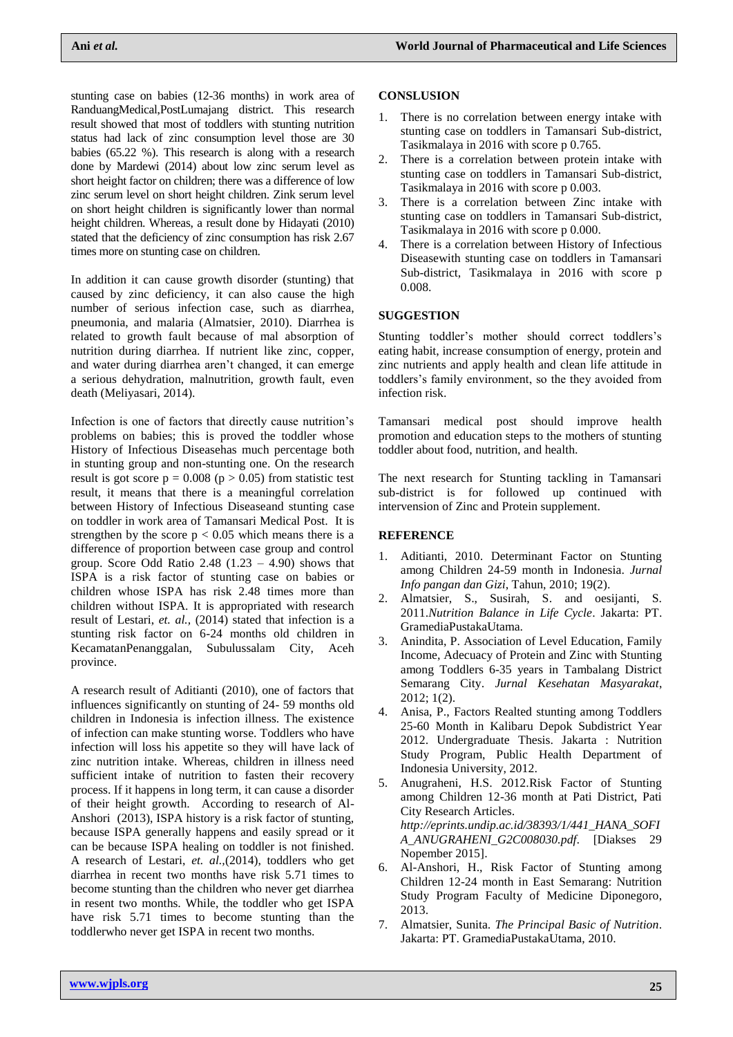stunting case on babies (12-36 months) in work area of RanduangMedical,PostLumajang district. This research result showed that most of toddlers with stunting nutrition status had lack of zinc consumption level those are 30 babies (65.22 %). This research is along with a research done by Mardewi (2014) about low zinc serum level as short height factor on children; there was a difference of low zinc serum level on short height children. Zink serum level on short height children is significantly lower than normal height children. Whereas, a result done by Hidayati (2010) stated that the deficiency of zinc consumption has risk 2.67 times more on stunting case on children.

In addition it can cause growth disorder (stunting) that caused by zinc deficiency, it can also cause the high number of serious infection case, such as diarrhea, pneumonia, and malaria (Almatsier, 2010). Diarrhea is related to growth fault because of mal absorption of nutrition during diarrhea. If nutrient like zinc, copper, and water during diarrhea aren't changed, it can emerge a serious dehydration, malnutrition, growth fault, even death (Meliyasari, 2014).

Infection is one of factors that directly cause nutrition's problems on babies; this is proved the toddler whose History of Infectious Diseasehas much percentage both in stunting group and non-stunting one. On the research result is got score $p = 0.008$ ($p > 0.05$) from statistic test result, it means that there is a meaningful correlation between History of Infectious Diseaseand stunting case on toddler in work area of Tamansari Medical Post. It is strengthen by the score $p < 0.05$ which means there is a difference of proportion between case group and control group. Score Odd Ratio 2.48 (1.23 – 4.90) shows that ISPA is a risk factor of stunting case on babies or children whose ISPA has risk 2.48 times more than children without ISPA. It is appropriated with research result of Lestari, *et. al.,* (2014) stated that infection is a stunting risk factor on 6-24 months old children in KecamatanPenanggalan, Subulussalam City, Aceh province.

A research result of Aditianti (2010), one of factors that influences significantly on stunting of 24- 59 months old children in Indonesia is infection illness. The existence of infection can make stunting worse. Toddlers who have infection will loss his appetite so they will have lack of zinc nutrition intake. Whereas, children in illness need sufficient intake of nutrition to fasten their recovery process. If it happens in long term, it can cause a disorder of their height growth. According to research of Al-Anshori (2013), ISPA history is a risk factor of stunting, because ISPA generally happens and easily spread or it can be because ISPA healing on toddler is not finished. A research of Lestari, *et. al.,*(2014), toddlers who get diarrhea in recent two months have risk 5.71 times to become stunting than the children who never get diarrhea in resent two months. While, the toddler who get ISPA have risk 5.71 times to become stunting than the toddlerwho never get ISPA in recent two months.

## CONSLUSION

1. There is no correlation between energy intake with stunting case on toddlers in Tamansari Sub-district, Tasikmalaya in 2016 with score p 0.765.
2. There is a correlation between protein intake with stunting case on toddlers in Tamansari Sub-district, Tasikmalaya in 2016 with score p 0.003.
3. There is a correlation between Zinc intake with stunting case on toddlers in Tamansari Sub-district, Tasikmalaya in 2016 with score p 0.000.
4. There is a correlation between History of Infectious Diseasewith stunting case on toddlers in Tamansari Sub-district, Tasikmalaya in 2016 with score p 0.008.

## SUGGESTION

Stunting toddler's mother should correct toddlers's eating habit, increase consumption of energy, protein and zinc nutrients and apply health and clean life attitude in toddlers's family environment, so the they avoided from infection risk.

Tamansari medical post should improve health promotion and education steps to the mothers of stunting toddler about food, nutrition, and health.

The next research for Stunting tackling in Tamansari sub-district is for followed up continued with intervension of Zinc and Protein supplement.

## REFERENCE

1. Aditianti, 2010. Determinant Factor on Stunting among Children 24-59 month in Indonesia. *Jurnal Info pangan dan Gizi*, Tahun, 2010; 19(2).
2. Almatsier, S., Susirah, S. and oesijanti, S. 2011.*Nutrition Balance in Life Cycle*. Jakarta: PT. GramediaPustakaUtama.
3. Anindita, P. Association of Level Education, Family Income, Adecuacy of Protein and Zinc with Stunting among Toddlers 6-35 years in Tambalang District Semarang City. *Jurnal Kesehatan Masyarakat*, 2012; 1(2).
4. Anisa, P., Factors Realted stunting among Toddlers 25-60 Month in Kalibaru Depok Subdistrict Year 2012. Undergraduate Thesis. Jakarta : Nutrition Study Program, Public Health Department of Indonesia University, 2012.
5. Anugraheni, H.S. 2012.Risk Factor of Stunting among Children 12-36 month at Pati District, Pati City Research Articles. *http://eprints.undip.ac.id/38393/1/441_HANA_SOFIA_ANUGRAHENI_G2C008030.pdf*. [Diakses 29 Nopember 2015].
6. Al-Anshori, H., Risk Factor of Stunting among Children 12-24 month in East Semarang: Nutrition Study Program Faculty of Medicine Diponegoro, 2013.
7. Almatsier, Sunita. *The Principal Basic of Nutrition*. Jakarta: PT. GramediaPustakaUtama, 2010.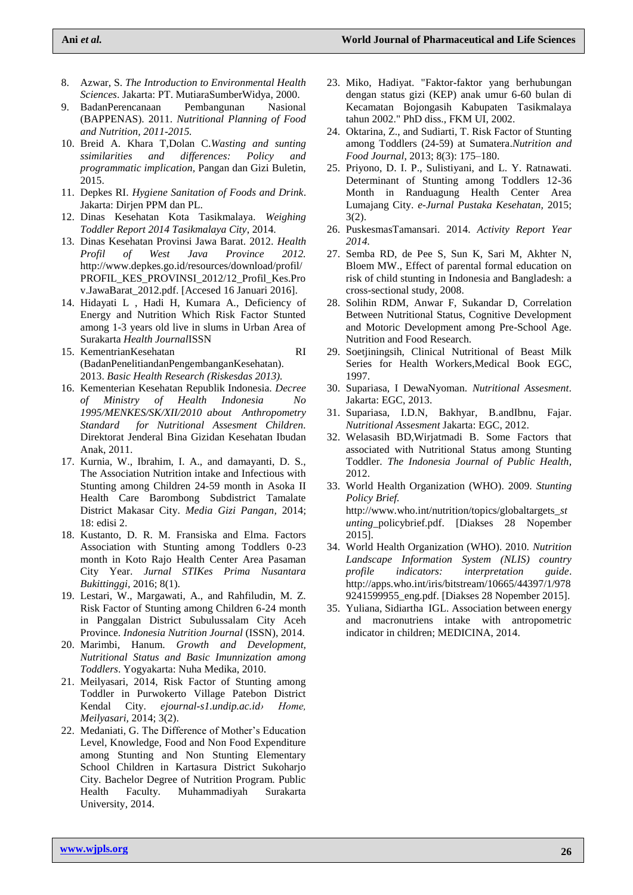8. Azwar, S. *The Introduction to Environmental Health Sciences*. Jakarta: PT. MutiaraSumberWidya, 2000.
9. BadanPerencanaan Pembangunan Nasional (BAPPENAS). 2011. *Nutritional Planning of Food and Nutrition, 2011-2015.*
10. Breid A. Khara T,Dolan C.*Wasting and sunting ssimilarities and differences: Policy and programmatic implication*, Pangan dan Gizi Buletin, 2015.
11. Depkes RI. *Hygiene Sanitation of Foods and Drink*. Jakarta: Dirjen PPM dan PL.
12. Dinas Kesehatan Kota Tasikmalaya. *Weighing Toddler Report 2014 Tasikmalaya City*, 2014.
13. Dinas Kesehatan Provinsi Jawa Barat. 2012. *Health Profil of West Java Province 2012.* http://www.depkes.go.id/resources/download/profil/PROFIL_KES_PROVINSI_2012/12_Profil_Kes.Prov.JawaBarat_2012.pdf. [Accesed 16 Januari 2016].
14. Hidayati L , Hadi H, Kumara A., Deficiency of Energy and Nutrition Which Risk Factor Stunted among 1-3 years old live in slums in Urban Area of Surakarta *Health Journal*ISSN
15. KementrianKesehatan RI (BadanPenelitiandanPengembanganKesehatan). 2013. *Basic Health Research (Riskesdas 2013).*
16. Kementerian Kesehatan Republik Indonesia. *Decree of Ministry of Health Indonesia No 1995/MENKES/SK/XII/2010 about Anthropometry Standard for Nutritional Assesment Children*. Direktorat Jenderal Bina Gizidan Kesehatan Ibudan Anak, 2011.
17. Kurnia, W., Ibrahim, I. A., and damayanti, D. S., The Association Nutrition intake and Infectious with Stunting among Children 24-59 month in Asoka II Health Care Barombong Subdistrict Tamalate District Makasar City. *Media Gizi Pangan*, 2014; 18: edisi 2.
18. Kustanto, D. R. M. Fransiska and Elma. Factors Association with Stunting among Toddlers 0-23 month in Koto Rajo Health Center Area Pasaman City Year. *Jurnal STIKes Prima Nusantara Bukittinggi*, 2016; 8(1).
19. Lestari, W., Margawati, A., and Rahfiludin, M. Z. Risk Factor of Stunting among Children 6-24 month in Panggalan District Subulussalam City Aceh Province. *Indonesia Nutrition Journal* (ISSN), 2014.
20. Marimbi, Hanum. *Growth and Development, Nutritional Status and Basic Imunnization among Toddlers*. Yogyakarta: Nuha Medika, 2010.
21. Meilyasari, 2014, Risk Factor of Stunting among Toddler in Purwokerto Village Patebon District Kendal City. *ejournal-s1.undip.ac.id› Home, Meilyasari*, 2014; 3(2).
22. Medaniati, G. The Difference of Mother's Education Level, Knowledge, Food and Non Food Expenditure among Stunting and Non Stunting Elementary School Children in Kartasura District Sukoharjo City. Bachelor Degree of Nutrition Program. Public Health Faculty. Muhammadiyah Surakarta University, 2014.
23. Miko, Hadiyat. "Faktor-faktor yang berhubungan dengan status gizi (KEP) anak umur 6-60 bulan di Kecamatan Bojongasih Kabupaten Tasikmalaya tahun 2002." PhD diss., FKM UI, 2002.
24. Oktarina, Z., and Sudiarti, T. Risk Factor of Stunting among Toddlers (24-59) at Sumatera.*Nutrition and Food Journal*, 2013; 8(3): 175–180.
25. Priyono, D. I. P., Sulistiyani, and L. Y. Ratnawati. Determinant of Stunting among Toddlers 12-36 Month in Randuagung Health Center Area Lumajang City. *e-Jurnal Pustaka Kesehatan*, 2015; 3(2).
26. PuskesmasTamansari. 2014. *Activity Report Year 2014.*
27. Semba RD, de Pee S, Sun K, Sari M, Akhter N, Bloem MW., Effect of parental formal education on risk of child stunting in Indonesia and Bangladesh: a cross-sectional study, 2008.
28. Solihin RDM, Anwar F, Sukandar D, Correlation Between Nutritional Status, Cognitive Development and Motoric Development among Pre-School Age. Nutrition and Food Research.
29. Soetjiningsih, Clinical Nutritional of Beast Milk Series for Health Workers,Medical Book EGC, 1997.
30. Supariasa, I DewaNyoman. *Nutritional Assesment*. Jakarta: EGC, 2013.
31. Supariasa, I.D.N, Bakhyar, B.andIbnu, Fajar. *Nutritional Assesment* Jakarta: EGC, 2012.
32. Welasasih BD,Wirjatmadi B. Some Factors that associated with Nutritional Status among Stunting Toddler. *The Indonesia Journal of Public Health*, 2012.
33. World Health Organization (WHO). 2009. *Stunting Policy Brief.* http://www.who.int/nutrition/topics/globaltargets_stunting_policybrief.pdf. [Diakses 28 Nopember 2015].
34. World Health Organization (WHO). 2010. *Nutrition Landscape Information System (NLIS) country profile indicators: interpretation guide*. http://apps.who.int/iris/bitstream/10665/44397/1/9789241599955_eng.pdf. [Diakses 28 Nopember 2015].
35. Yuliana, Sidiartha IGL. Association between energy and macronutriens intake with antropometric indicator in children; MEDICINA, 2014.